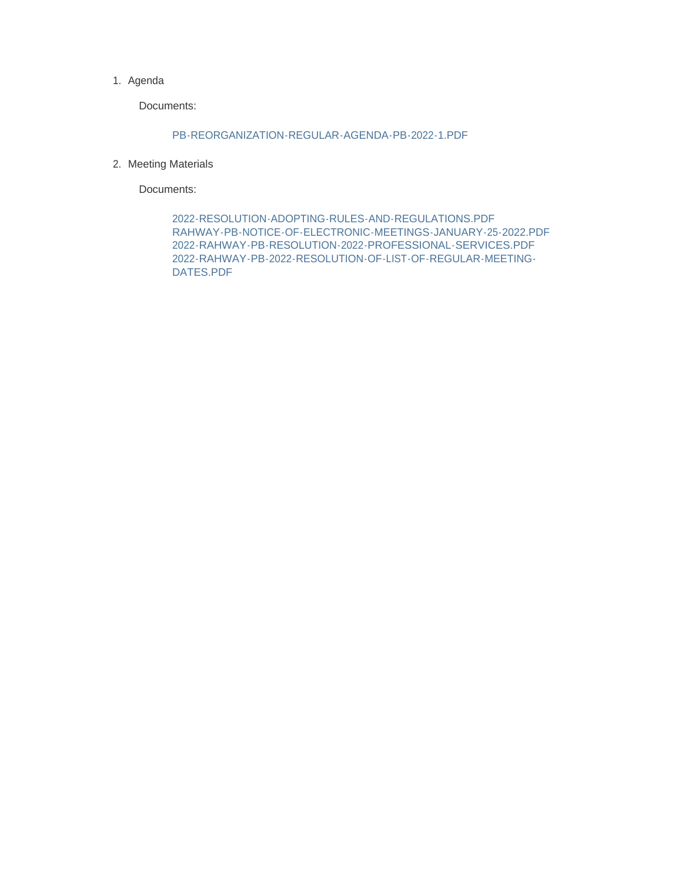1. Agenda

   Documents:

   PB-REORGANIZATION-REGULAR-AGENDA-PB-2022-1.PDF

2. Meeting Materials

   Documents:

   2022-RESOLUTION-ADOPTING-RULES-AND-REGULATIONS.PDF
   RAHWAY-PB-NOTICE-OF-ELECTRONIC-MEETINGS-JANUARY-25-2022.PDF
   2022-RAHWAY-PB-RESOLUTION-2022-PROFESSIONAL-SERVICES.PDF
   2022-RAHWAY-PB-2022-RESOLUTION-OF-LIST-OF-REGULAR-MEETING-DATES.PDF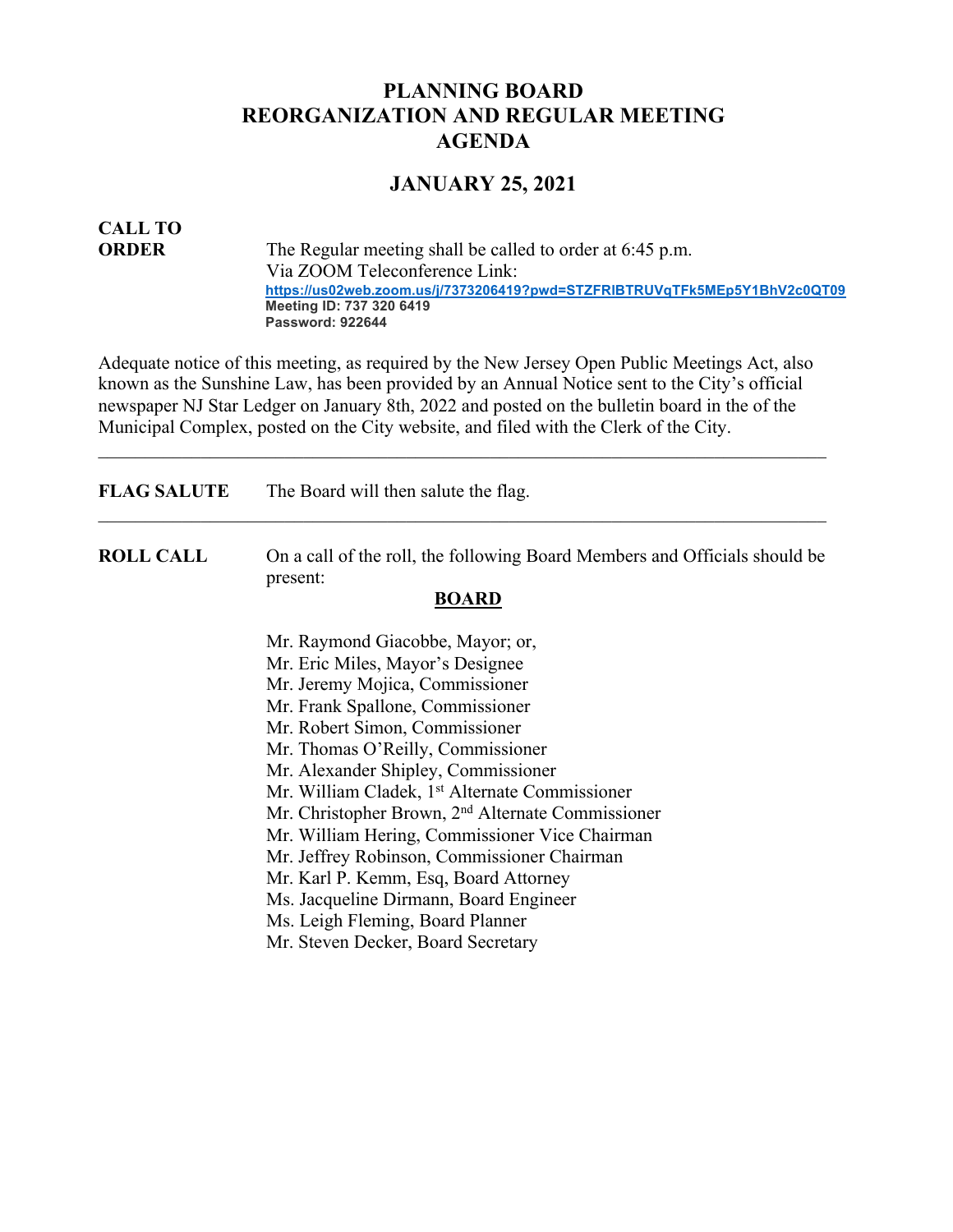# PLANNING BOARD
# REORGANIZATION AND REGULAR MEETING
# AGENDA

## JANUARY 25, 2021

**CALL TO ORDER**

The Regular meeting shall be called to order at 6:45 p.m.
Via ZOOM Teleconference Link:
**https://us02web.zoom.us/j/7373206419?pwd=STZFRlBTRUVqTFk5MEp5Y1BhV2c0QT09**
**Meeting ID: 737 320 6419**
**Password: 922644**

Adequate notice of this meeting, as required by the New Jersey Open Public Meetings Act, also known as the Sunshine Law, has been provided by an Annual Notice sent to the City's official newspaper NJ Star Ledger on January 8th, 2022 and posted on the bulletin board in the of the Municipal Complex, posted on the City website, and filed with the Clerk of the City.

---

**FLAG SALUTE** The Board will then salute the flag.

---

**ROLL CALL** On a call of the roll, the following Board Members and Officials should be present:

**BOARD**

Mr. Raymond Giacobbe, Mayor; or,
Mr. Eric Miles, Mayor's Designee
Mr. Jeremy Mojica, Commissioner
Mr. Frank Spallone, Commissioner
Mr. Robert Simon, Commissioner
Mr. Thomas O'Reilly, Commissioner
Mr. Alexander Shipley, Commissioner
Mr. William Cladek, 1st Alternate Commissioner
Mr. Christopher Brown, 2nd Alternate Commissioner
Mr. William Hering, Commissioner Vice Chairman
Mr. Jeffrey Robinson, Commissioner Chairman
Mr. Karl P. Kemm, Esq, Board Attorney
Ms. Jacqueline Dirmann, Board Engineer
Ms. Leigh Fleming, Board Planner
Mr. Steven Decker, Board Secretary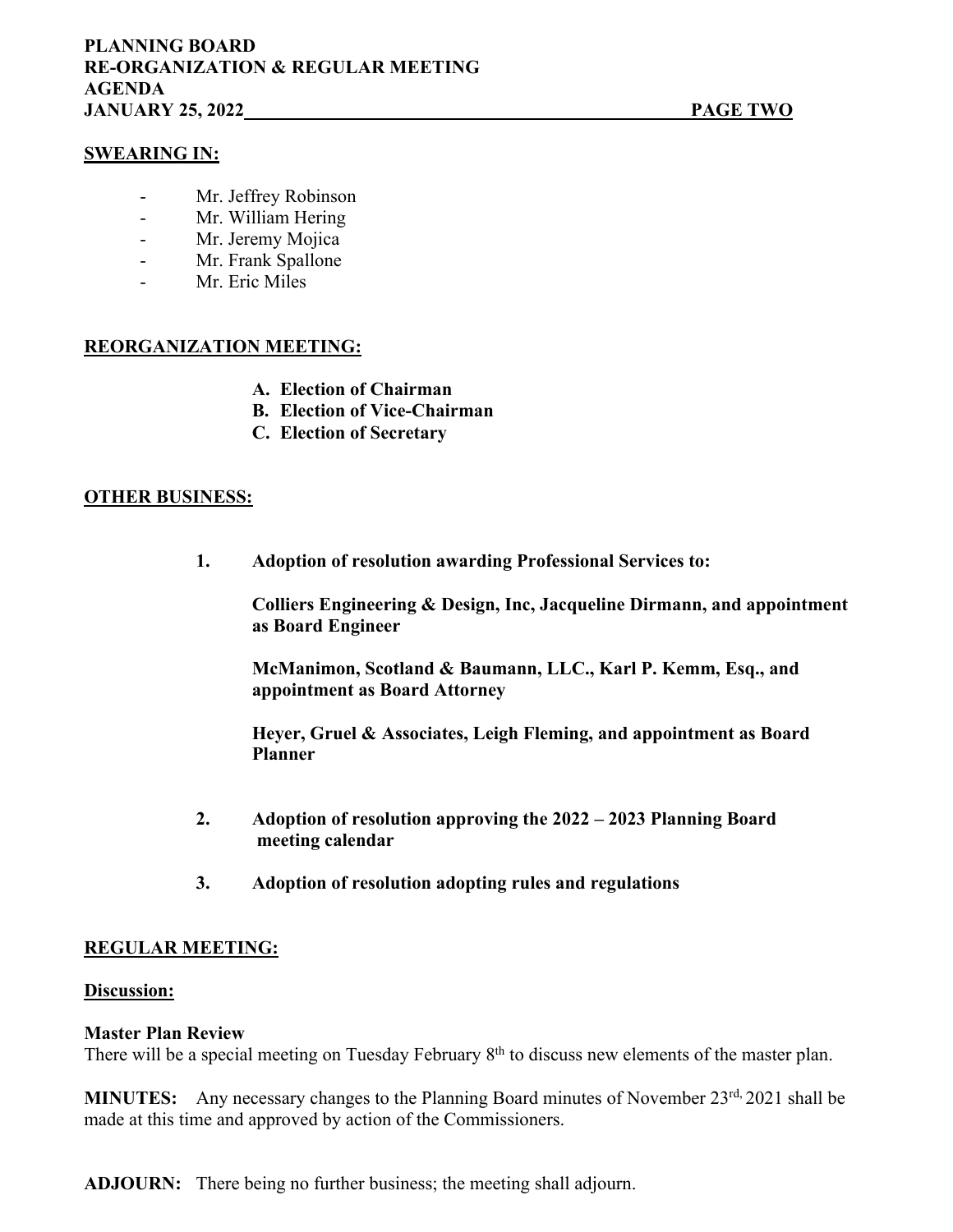## SWEARING IN:

- Mr. Jeffrey Robinson
- Mr. William Hering
- Mr. Jeremy Mojica
- Mr. Frank Spallone
- Mr. Eric Miles

## REORGANIZATION MEETING:

**A. Election of Chairman**
**B. Election of Vice-Chairman**
**C. Election of Secretary**

## OTHER BUSINESS:

1. **Adoption of resolution awarding Professional Services to:**

   **Colliers Engineering & Design, Inc, Jacqueline Dirmann, and appointment as Board Engineer**

   **McManimon, Scotland & Baumann, LLC., Karl P. Kemm, Esq., and appointment as Board Attorney**

   **Heyer, Gruel & Associates, Leigh Fleming, and appointment as Board Planner**

2. **Adoption of resolution approving the 2022 – 2023 Planning Board meeting calendar**

3. **Adoption of resolution adopting rules and regulations**

## REGULAR MEETING:

**Discussion:**

**Master Plan Review**
There will be a special meeting on Tuesday February 8th to discuss new elements of the master plan.

**MINUTES:** Any necessary changes to the Planning Board minutes of November 23rd, 2021 shall be made at this time and approved by action of the Commissioners.

**ADJOURN:** There being no further business; the meeting shall adjourn.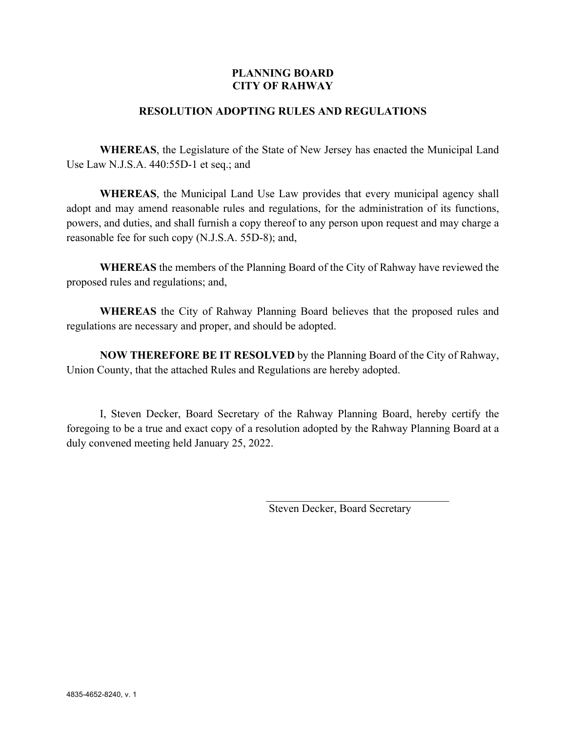**PLANNING BOARD**
**CITY OF RAHWAY**

**RESOLUTION ADOPTING RULES AND REGULATIONS**

**WHEREAS**, the Legislature of the State of New Jersey has enacted the Municipal Land Use Law N.J.S.A. 440:55D-1 et seq.; and

**WHEREAS**, the Municipal Land Use Law provides that every municipal agency shall adopt and may amend reasonable rules and regulations, for the administration of its functions, powers, and duties, and shall furnish a copy thereof to any person upon request and may charge a reasonable fee for such copy (N.J.S.A. 55D-8); and,

**WHEREAS** the members of the Planning Board of the City of Rahway have reviewed the proposed rules and regulations; and,

**WHEREAS** the City of Rahway Planning Board believes that the proposed rules and regulations are necessary and proper, and should be adopted.

**NOW THEREFORE BE IT RESOLVED** by the Planning Board of the City of Rahway, Union County, that the attached Rules and Regulations are hereby adopted.

I, Steven Decker, Board Secretary of the Rahway Planning Board, hereby certify the foregoing to be a true and exact copy of a resolution adopted by the Rahway Planning Board at a duly convened meeting held January 25, 2022.

\_\_\_\_\_\_\_\_\_\_\_\_\_\_\_\_\_\_\_\_\_\_\_\_\_\_\_\_\_\_\_\_\_\_\_
Steven Decker, Board Secretary

4835-4652-8240, v. 1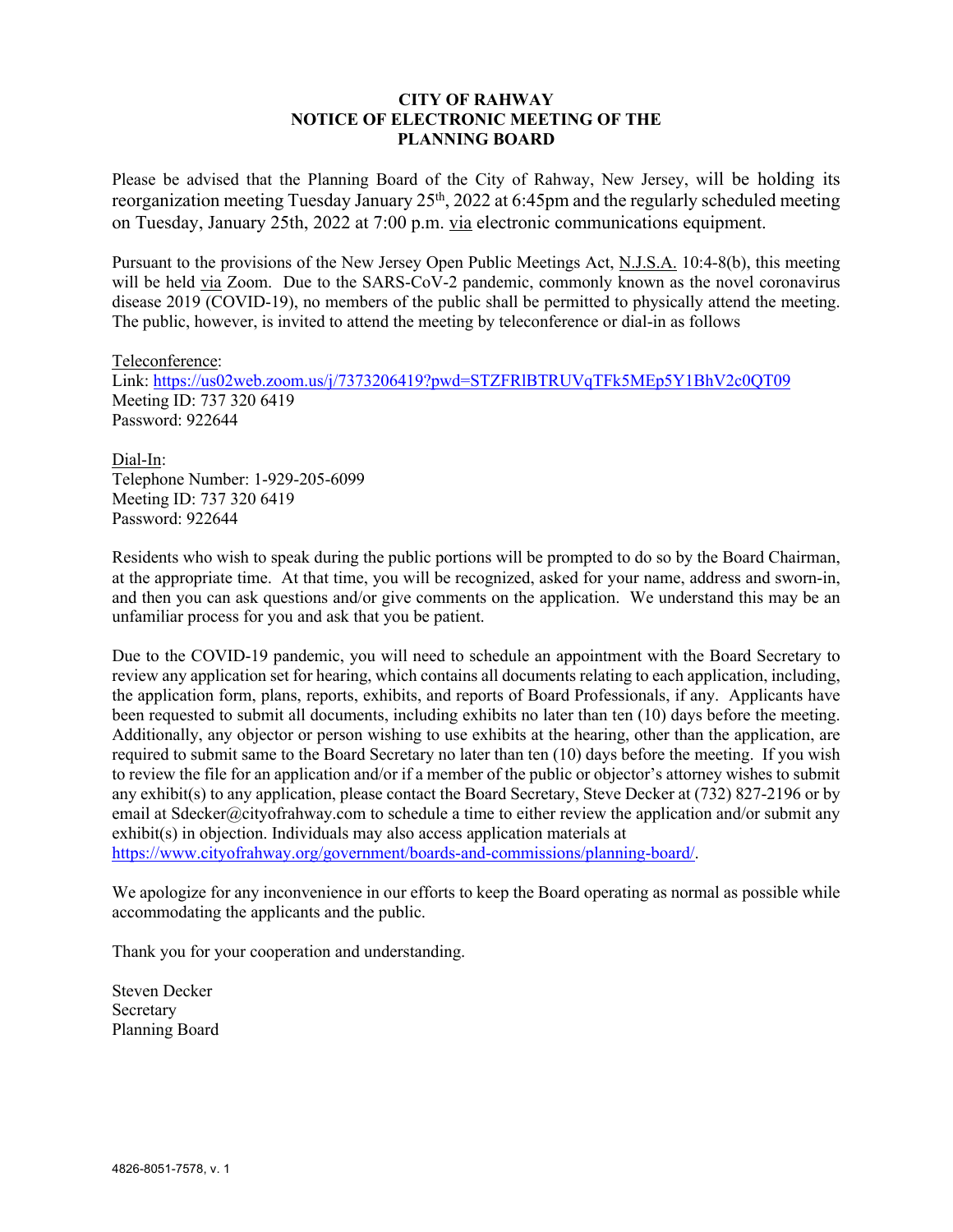**CITY OF RAHWAY**
**NOTICE OF ELECTRONIC MEETING OF THE**
**PLANNING BOARD**

Please be advised that the Planning Board of the City of Rahway, New Jersey, will be holding its reorganization meeting Tuesday January 25th, 2022 at 6:45pm and the regularly scheduled meeting on Tuesday, January 25th, 2022 at 7:00 p.m. via electronic communications equipment.

Pursuant to the provisions of the New Jersey Open Public Meetings Act, N.J.S.A. 10:4-8(b), this meeting will be held via Zoom. Due to the SARS-CoV-2 pandemic, commonly known as the novel coronavirus disease 2019 (COVID-19), no members of the public shall be permitted to physically attend the meeting. The public, however, is invited to attend the meeting by teleconference or dial-in as follows

Teleconference:
Link: https://us02web.zoom.us/j/7373206419?pwd=STZFRlBTRUVqTFk5MEp5Y1BhV2c0QT09
Meeting ID: 737 320 6419
Password: 922644

Dial-In:
Telephone Number: 1-929-205-6099
Meeting ID: 737 320 6419
Password: 922644

Residents who wish to speak during the public portions will be prompted to do so by the Board Chairman, at the appropriate time. At that time, you will be recognized, asked for your name, address and sworn-in, and then you can ask questions and/or give comments on the application. We understand this may be an unfamiliar process for you and ask that you be patient.

Due to the COVID-19 pandemic, you will need to schedule an appointment with the Board Secretary to review any application set for hearing, which contains all documents relating to each application, including, the application form, plans, reports, exhibits, and reports of Board Professionals, if any. Applicants have been requested to submit all documents, including exhibits no later than ten (10) days before the meeting. Additionally, any objector or person wishing to use exhibits at the hearing, other than the application, are required to submit same to the Board Secretary no later than ten (10) days before the meeting. If you wish to review the file for an application and/or if a member of the public or objector's attorney wishes to submit any exhibit(s) to any application, please contact the Board Secretary, Steve Decker at (732) 827-2196 or by email at Sdecker@cityofrahway.com to schedule a time to either review the application and/or submit any exhibit(s) in objection. Individuals may also access application materials at https://www.cityofrahway.org/government/boards-and-commissions/planning-board/.

We apologize for any inconvenience in our efforts to keep the Board operating as normal as possible while accommodating the applicants and the public.

Thank you for your cooperation and understanding.

Steven Decker
Secretary
Planning Board

4826-8051-7578, v. 1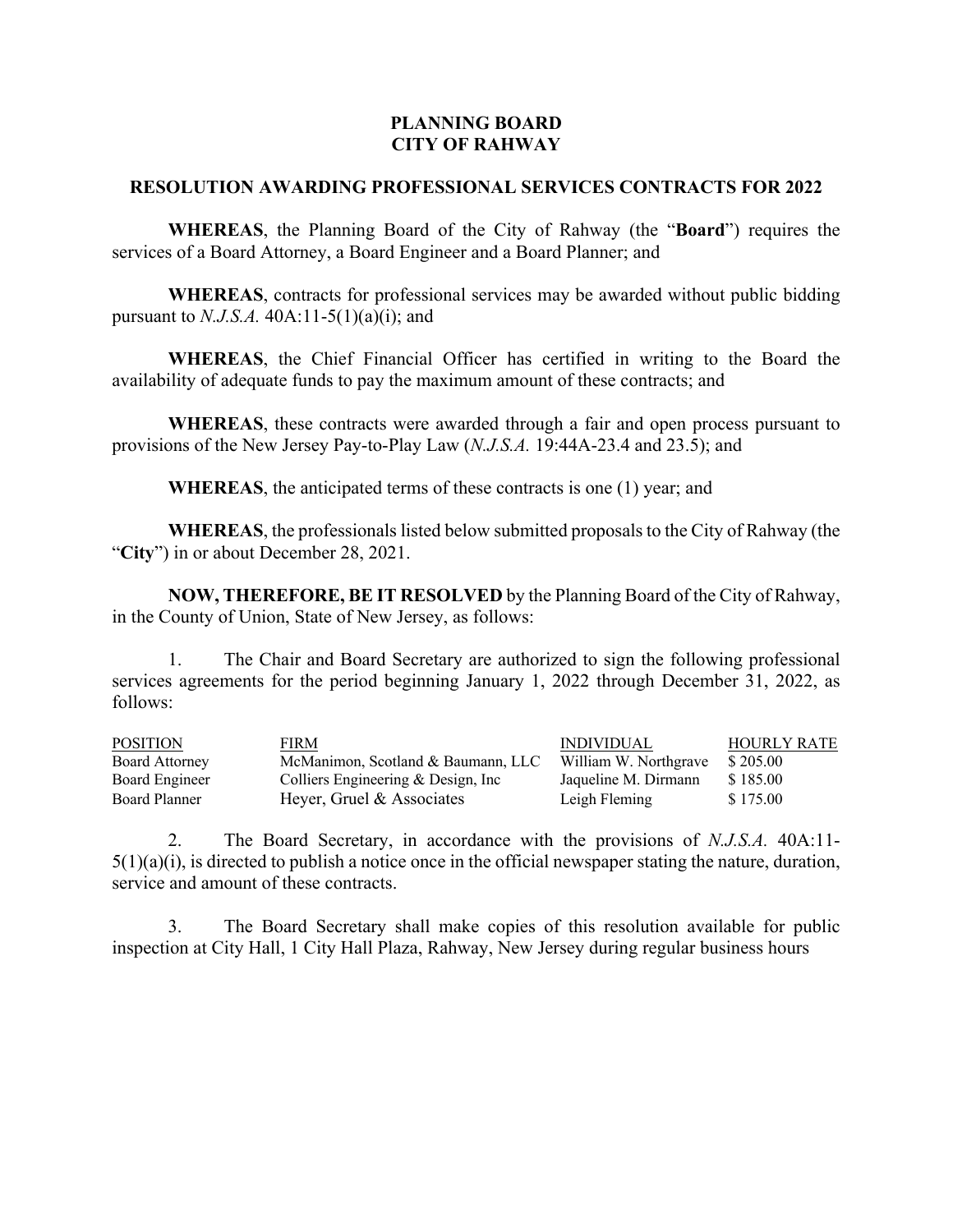# PLANNING BOARD
# CITY OF RAHWAY

## RESOLUTION AWARDING PROFESSIONAL SERVICES CONTRACTS FOR 2022

**WHEREAS**, the Planning Board of the City of Rahway (the "**Board**") requires the services of a Board Attorney, a Board Engineer and a Board Planner; and

**WHEREAS**, contracts for professional services may be awarded without public bidding pursuant to *N.J.S.A.* 40A:11-5(1)(a)(i); and

**WHEREAS**, the Chief Financial Officer has certified in writing to the Board the availability of adequate funds to pay the maximum amount of these contracts; and

**WHEREAS**, these contracts were awarded through a fair and open process pursuant to provisions of the New Jersey Pay-to-Play Law (*N.J.S.A.* 19:44A-23.4 and 23.5); and

**WHEREAS**, the anticipated terms of these contracts is one (1) year; and

**WHEREAS**, the professionals listed below submitted proposals to the City of Rahway (the "**City**") in or about December 28, 2021.

**NOW, THEREFORE, BE IT RESOLVED** by the Planning Board of the City of Rahway, in the County of Union, State of New Jersey, as follows:

1. The Chair and Board Secretary are authorized to sign the following professional services agreements for the period beginning January 1, 2022 through December 31, 2022, as follows:

| POSITION | FIRM | INDIVIDUAL | HOURLY RATE |
|---|---|---|---|
| Board Attorney | McManimon, Scotland & Baumann, LLC | William W. Northgrave | $ 205.00 |
| Board Engineer | Colliers Engineering & Design, Inc | Jaqueline M. Dirmann | $ 185.00 |
| Board Planner | Heyer, Gruel & Associates | Leigh Fleming | $ 175.00 |

2. The Board Secretary, in accordance with the provisions of *N.J.S.A.* 40A:11-5(1)(a)(i), is directed to publish a notice once in the official newspaper stating the nature, duration, service and amount of these contracts.

3. The Board Secretary shall make copies of this resolution available for public inspection at City Hall, 1 City Hall Plaza, Rahway, New Jersey during regular business hours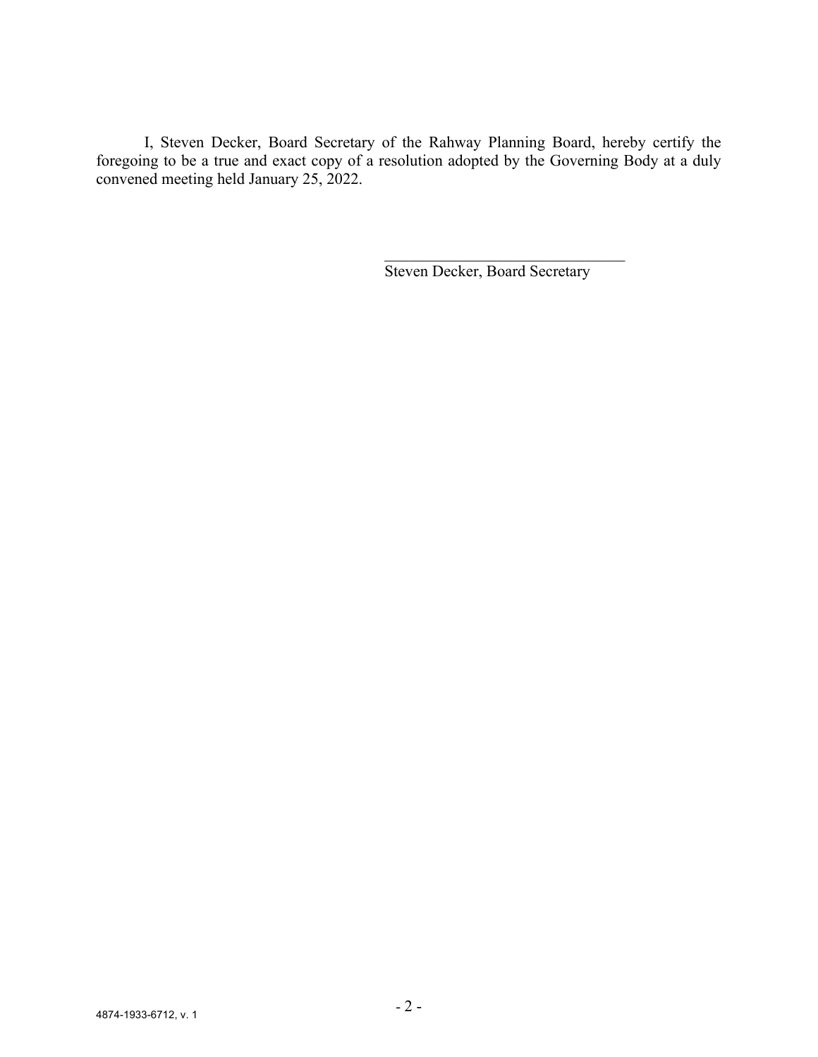I, Steven Decker, Board Secretary of the Rahway Planning Board, hereby certify the foregoing to be a true and exact copy of a resolution adopted by the Governing Body at a duly convened meeting held January 25, 2022.

\_\_\_\_\_\_\_\_\_\_\_\_\_\_\_\_\_\_\_\_\_\_\_\_\_\_\_\_\_\_\_\_

Steven Decker, Board Secretary

4874-1933-6712, v. 1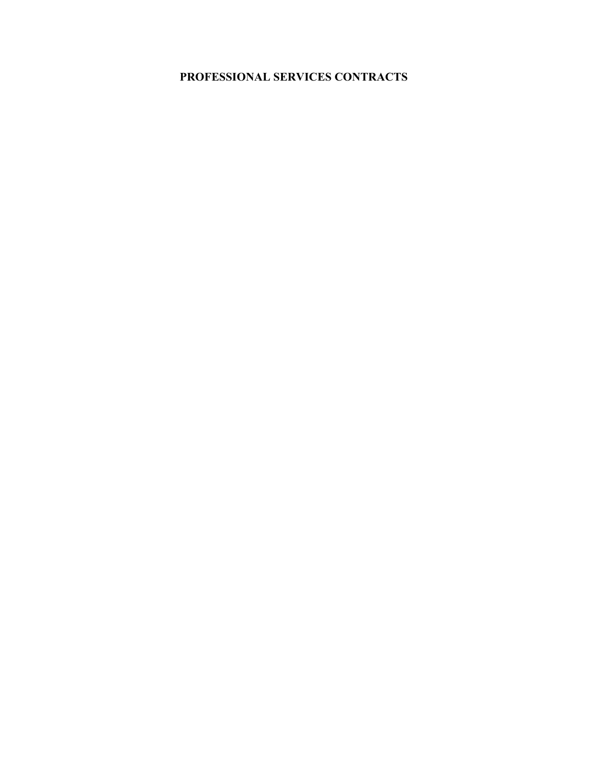# PROFESSIONAL SERVICES CONTRACTS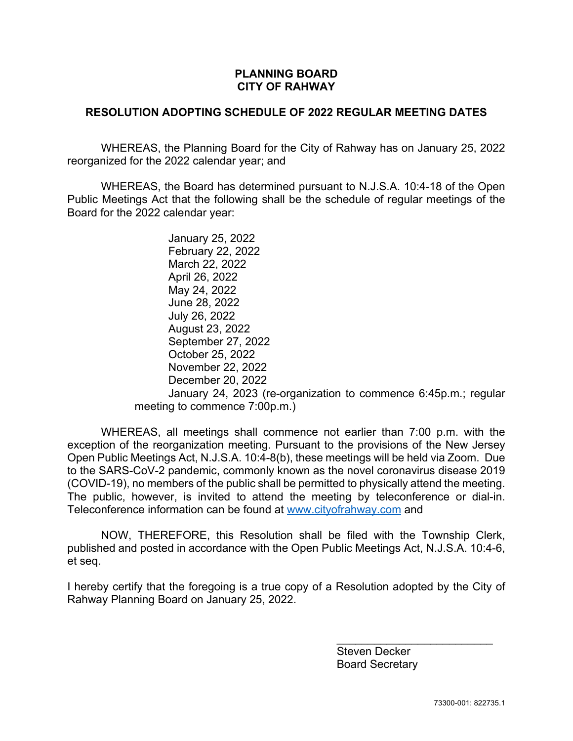# PLANNING BOARD
# CITY OF RAHWAY

## RESOLUTION ADOPTING SCHEDULE OF 2022 REGULAR MEETING DATES

WHEREAS, the Planning Board for the City of Rahway has on January 25, 2022 reorganized for the 2022 calendar year; and

WHEREAS, the Board has determined pursuant to N.J.S.A. 10:4-18 of the Open Public Meetings Act that the following shall be the schedule of regular meetings of the Board for the 2022 calendar year:

January 25, 2022
February 22, 2022
March 22, 2022
April 26, 2022
May 24, 2022
June 28, 2022
July 26, 2022
August 23, 2022
September 27, 2022
October 25, 2022
November 22, 2022
December 20, 2022
January 24, 2023 (re-organization to commence 6:45p.m.; regular meeting to commence 7:00p.m.)

WHEREAS, all meetings shall commence not earlier than 7:00 p.m. with the exception of the reorganization meeting. Pursuant to the provisions of the New Jersey Open Public Meetings Act, N.J.S.A. 10:4-8(b), these meetings will be held via Zoom. Due to the SARS-CoV-2 pandemic, commonly known as the novel coronavirus disease 2019 (COVID-19), no members of the public shall be permitted to physically attend the meeting. The public, however, is invited to attend the meeting by teleconference or dial-in. Teleconference information can be found at www.cityofrahway.com and

NOW, THEREFORE, this Resolution shall be filed with the Township Clerk, published and posted in accordance with the Open Public Meetings Act, N.J.S.A. 10:4-6, et seq.

I hereby certify that the foregoing is a true copy of a Resolution adopted by the City of Rahway Planning Board on January 25, 2022.

\_\_\_\_\_\_\_\_\_\_\_\_\_\_\_\_\_\_\_\_\_\_\_\_\_\_
Steven Decker
Board Secretary

73300-001: 822735.1